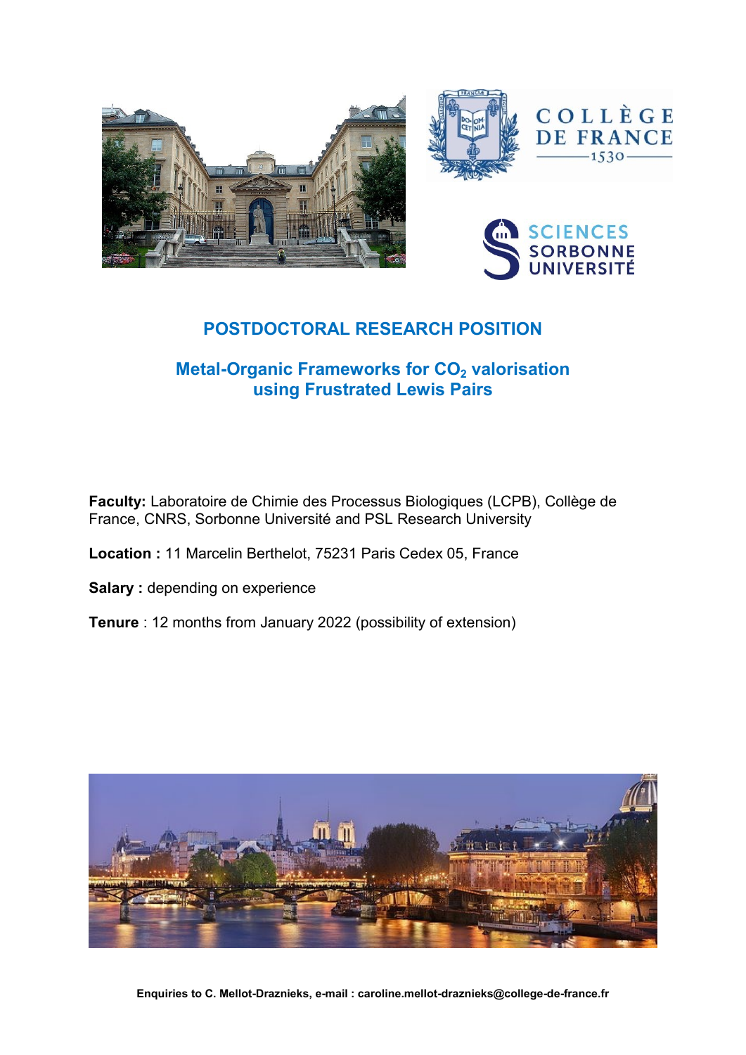# POSTDOCTORAL RESEARCH POSITION

## Metal-Organic Frameworks for $CO_2$ valorisation using Frustrated Lewis Pairs

**Faculty:** Laboratoire de Chimie des Processus Biologiques (LCPB), Collège de France, CNRS, Sorbonne Université and PSL Research University

**Location :** 11 Marcelin Berthelot, 75231 Paris Cedex 05, France

**Salary :** depending on experience

**Tenure** : 12 months from January 2022 (possibility of extension)

**Enquiries to C. Mellot-Draznieks, e-mail : caroline.mellot-draznieks@college-de-france.fr**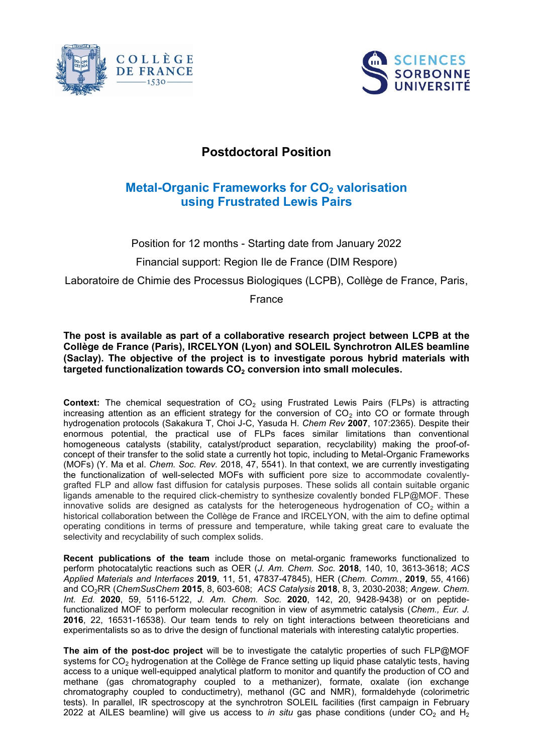# Postdoctoral Position

## Metal-Organic Frameworks for $CO_2$ valorisation using Frustrated Lewis Pairs

Position for 12 months - Starting date from January 2022

Financial support: Region Ile de France (DIM Respore)

Laboratoire de Chimie des Processus Biologiques (LCPB), Collège de France, Paris, France

**The post is available as part of a collaborative research project between LCPB at the Collège de France (Paris), IRCELYON (Lyon) and SOLEIL Synchrotron AILES beamline (Saclay). The objective of the project is to investigate porous hybrid materials with targeted functionalization towards $CO_2$ conversion into small molecules.**

**Context:** The chemical sequestration of $CO_2$ using Frustrated Lewis Pairs (FLPs) is attracting increasing attention as an efficient strategy for the conversion of $CO_2$ into CO or formate through hydrogenation protocols (Sakakura T, Choi J-C, Yasuda H. *Chem Rev* **2007**, 107:2365). Despite their enormous potential, the practical use of FLPs faces similar limitations than conventional homogeneous catalysts (stability, catalyst/product separation, recyclability) making the proof-of-concept of their transfer to the solid state a currently hot topic, including to Metal-Organic Frameworks (MOFs) (Y. Ma et al. *Chem. Soc. Rev.* 2018, 47, 5541). In that context, we are currently investigating the functionalization of well-selected MOFs with sufficient pore size to accommodate covalently-grafted FLP and allow fast diffusion for catalysis purposes. These solids all contain suitable organic ligands amenable to the required click-chemistry to synthesize covalently bonded FLP@MOF. These innovative solids are designed as catalysts for the heterogeneous hydrogenation of $CO_2$ within a historical collaboration between the Collège de France and IRCELYON, with the aim to define optimal operating conditions in terms of pressure and temperature, while taking great care to evaluate the selectivity and recyclability of such complex solids.

**Recent publications of the team** include those on metal-organic frameworks functionalized to perform photocatalytic reactions such as OER (*J. Am. Chem. Soc.* **2018**, 140, 10, 3613-3618; *ACS Applied Materials and Interfaces* **2019**, 11, 51, 47837-47845), HER (*Chem. Comm.*, **2019**, 55, 4166) and $CO_2$RR (*ChemSusChem* **2015**, 8, 603-608; *ACS Catalysis* **2018**, 8, 3, 2030-2038; *Angew. Chem. Int. Ed.* **2020**, 59, 5116-5122, *J. Am. Chem. Soc.* **2020**, 142, 20, 9428-9438) or on peptide-functionalized MOF to perform molecular recognition in view of asymmetric catalysis (*Chem., Eur. J.* **2016**, 22, 16531-16538). Our team tends to rely on tight interactions between theoreticians and experimentalists so as to drive the design of functional materials with interesting catalytic properties.

**The aim of the post-doc project** will be to investigate the catalytic properties of such FLP@MOF systems for $CO_2$ hydrogenation at the Collège de France setting up liquid phase catalytic tests, having access to a unique well-equipped analytical platform to monitor and quantify the production of CO and methane (gas chromatography coupled to a methanizer), formate, oxalate (ion exchange chromatography coupled to conductimetry), methanol (GC and NMR), formaldehyde (colorimetric tests). In parallel, IR spectroscopy at the synchrotron SOLEIL facilities (first campaign in February 2022 at AILES beamline) will give us access to *in situ* gas phase conditions (under $CO_2$ and $H_2$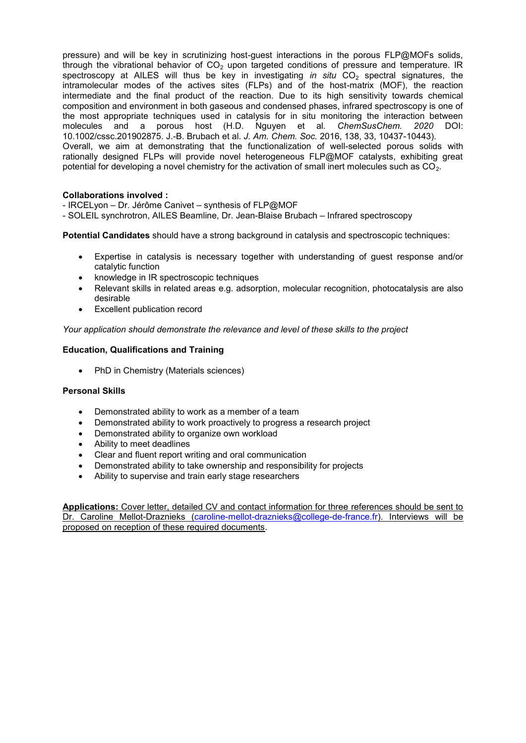pressure) and will be key in scrutinizing host-guest interactions in the porous FLP@MOFs solids, through the vibrational behavior of $CO_2$ upon targeted conditions of pressure and temperature. IR spectroscopy at AILES will thus be key in investigating *in situ* $CO_2$ spectral signatures, the intramolecular modes of the actives sites (FLPs) and of the host-matrix (MOF), the reaction intermediate and the final product of the reaction. Due to its high sensitivity towards chemical composition and environment in both gaseous and condensed phases, infrared spectroscopy is one of the most appropriate techniques used in catalysis for in situ monitoring the interaction between molecules and a porous host (H.D. Nguyen et al. *ChemSusChem. 2020* DOI: 10.1002/cssc.201902875. J.-B. Brubach et al. *J. Am. Chem. Soc.* 2016, 138, 33, 10437-10443).
Overall, we aim at demonstrating that the functionalization of well-selected porous solids with rationally designed FLPs will provide novel heterogeneous FLP@MOF catalysts, exhibiting great potential for developing a novel chemistry for the activation of small inert molecules such as $CO_2$.

**Collaborations involved :**
- IRCELyon – Dr. Jérôme Canivet – synthesis of FLP@MOF
- SOLEIL synchrotron, AILES Beamline, Dr. Jean-Blaise Brubach – Infrared spectroscopy

**Potential Candidates** should have a strong background in catalysis and spectroscopic techniques:

- Expertise in catalysis is necessary together with understanding of guest response and/or catalytic function
- knowledge in IR spectroscopic techniques
- Relevant skills in related areas e.g. adsorption, molecular recognition, photocatalysis are also desirable
- Excellent publication record

*Your application should demonstrate the relevance and level of these skills to the project*

**Education, Qualifications and Training**

- PhD in Chemistry (Materials sciences)

**Personal Skills**

- Demonstrated ability to work as a member of a team
- Demonstrated ability to work proactively to progress a research project
- Demonstrated ability to organize own workload
- Ability to meet deadlines
- Clear and fluent report writing and oral communication
- Demonstrated ability to take ownership and responsibility for projects
- Ability to supervise and train early stage researchers

**Applications:** Cover letter, detailed CV and contact information for three references should be sent to Dr. Caroline Mellot-Draznieks (caroline-mellot-draznieks@college-de-france.fr). Interviews will be proposed on reception of these required documents.